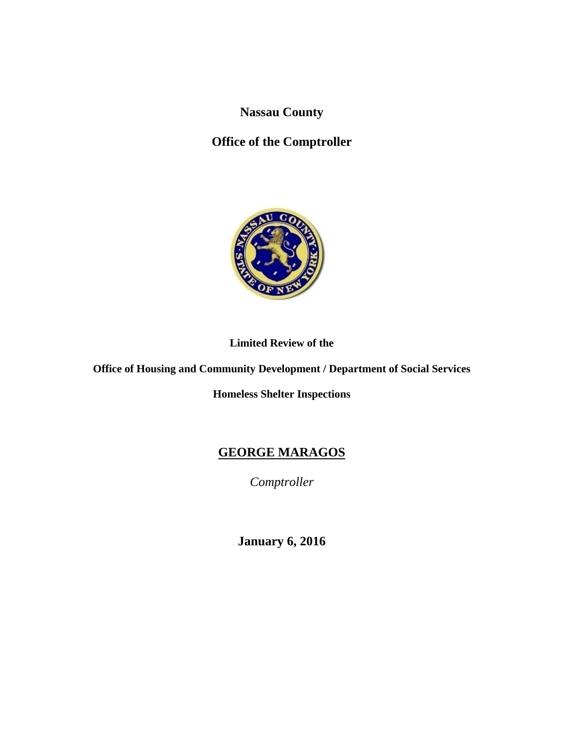**Nassau County**

**Office of the Comptroller**

**Limited Review of the**

**Office of Housing and Community Development / Department of Social Services**

**Homeless Shelter Inspections**

**GEORGE MARAGOS**

*Comptroller*

**January 6, 2016**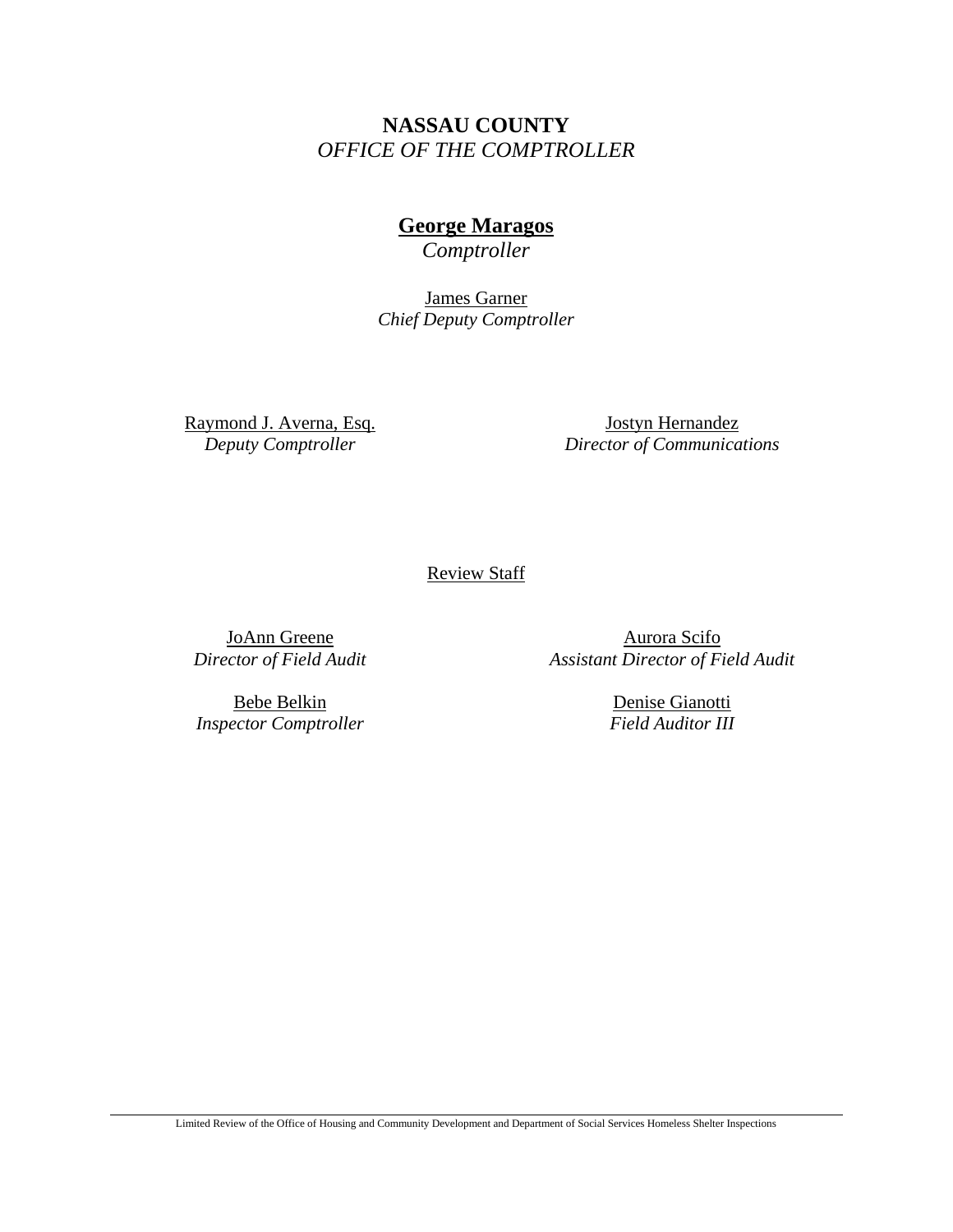**NASSAU COUNTY**
*OFFICE OF THE COMPTROLLER*

**George Maragos**
*Comptroller*

James Garner
*Chief Deputy Comptroller*

Raymond J. Averna, Esq.
*Deputy Comptroller*

Jostyn Hernandez
*Director of Communications*

Review Staff

JoAnn Greene
*Director of Field Audit*

Aurora Scifo
*Assistant Director of Field Audit*

Bebe Belkin
*Inspector Comptroller*

Denise Gianotti
*Field Auditor III*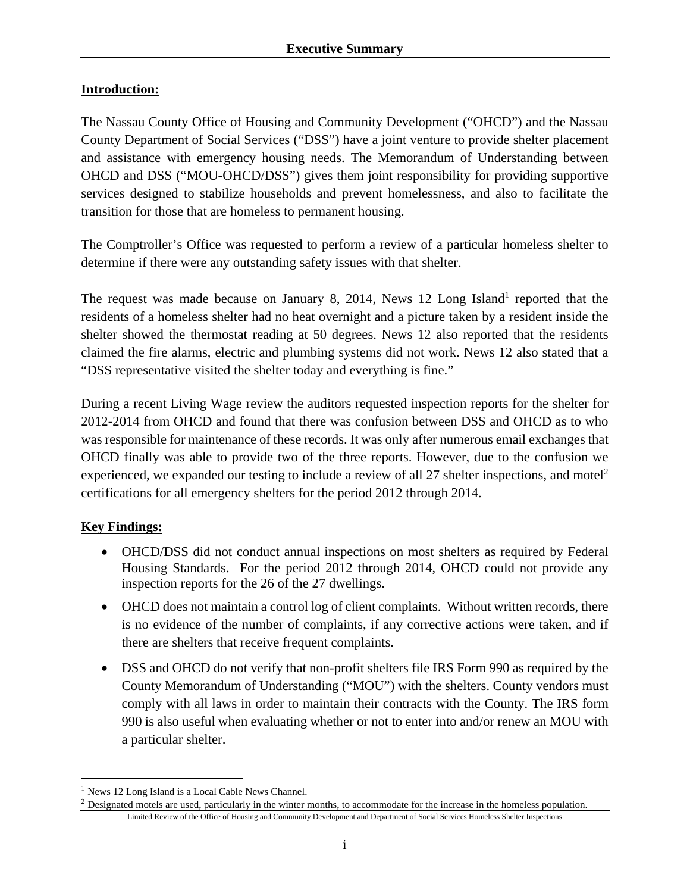## Executive Summary

**Introduction:**

The Nassau County Office of Housing and Community Development ("OHCD") and the Nassau County Department of Social Services ("DSS") have a joint venture to provide shelter placement and assistance with emergency housing needs. The Memorandum of Understanding between OHCD and DSS ("MOU-OHCD/DSS") gives them joint responsibility for providing supportive services designed to stabilize households and prevent homelessness, and also to facilitate the transition for those that are homeless to permanent housing.

The Comptroller's Office was requested to perform a review of a particular homeless shelter to determine if there were any outstanding safety issues with that shelter.

The request was made because on January 8, 2014, News 12 Long Island[1] reported that the residents of a homeless shelter had no heat overnight and a picture taken by a resident inside the shelter showed the thermostat reading at 50 degrees. News 12 also reported that the residents claimed the fire alarms, electric and plumbing systems did not work. News 12 also stated that a "DSS representative visited the shelter today and everything is fine."

During a recent Living Wage review the auditors requested inspection reports for the shelter for 2012-2014 from OHCD and found that there was confusion between DSS and OHCD as to who was responsible for maintenance of these records. It was only after numerous email exchanges that OHCD finally was able to provide two of the three reports. However, due to the confusion we experienced, we expanded our testing to include a review of all 27 shelter inspections, and motel[2] certifications for all emergency shelters for the period 2012 through 2014.

**Key Findings:**

- OHCD/DSS did not conduct annual inspections on most shelters as required by Federal Housing Standards. For the period 2012 through 2014, OHCD could not provide any inspection reports for the 26 of the 27 dwellings.
- OHCD does not maintain a control log of client complaints. Without written records, there is no evidence of the number of complaints, if any corrective actions were taken, and if there are shelters that receive frequent complaints.
- DSS and OHCD do not verify that non-profit shelters file IRS Form 990 as required by the County Memorandum of Understanding ("MOU") with the shelters. County vendors must comply with all laws in order to maintain their contracts with the County. The IRS form 990 is also useful when evaluating whether or not to enter into and/or renew an MOU with a particular shelter.

[1] News 12 Long Island is a Local Cable News Channel.

[2] Designated motels are used, particularly in the winter months, to accommodate for the increase in the homeless population.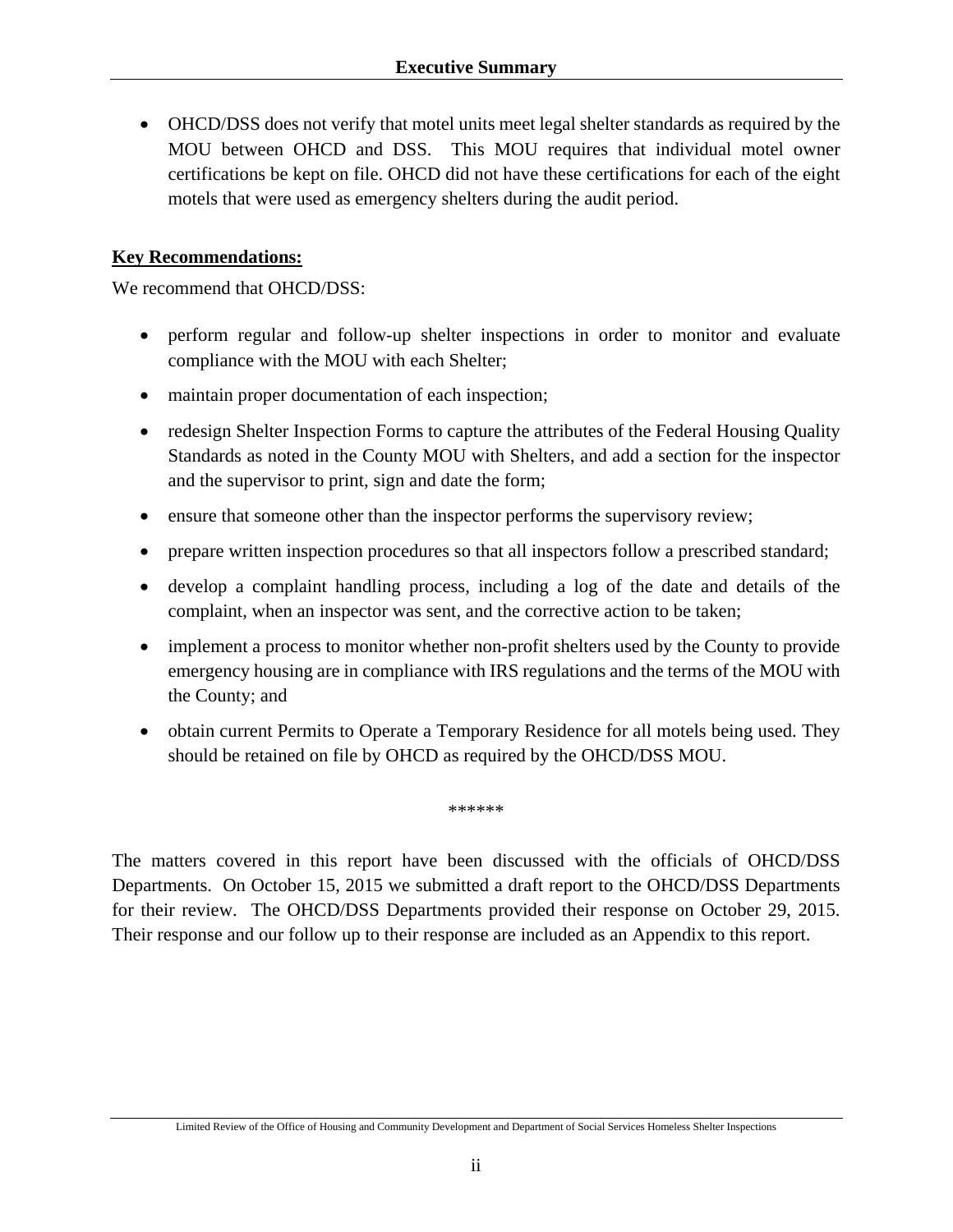- OHCD/DSS does not verify that motel units meet legal shelter standards as required by the MOU between OHCD and DSS. This MOU requires that individual motel owner certifications be kept on file. OHCD did not have these certifications for each of the eight motels that were used as emergency shelters during the audit period.

**Key Recommendations:**

We recommend that OHCD/DSS:

- perform regular and follow-up shelter inspections in order to monitor and evaluate compliance with the MOU with each Shelter;
- maintain proper documentation of each inspection;
- redesign Shelter Inspection Forms to capture the attributes of the Federal Housing Quality Standards as noted in the County MOU with Shelters, and add a section for the inspector and the supervisor to print, sign and date the form;
- ensure that someone other than the inspector performs the supervisory review;
- prepare written inspection procedures so that all inspectors follow a prescribed standard;
- develop a complaint handling process, including a log of the date and details of the complaint, when an inspector was sent, and the corrective action to be taken;
- implement a process to monitor whether non-profit shelters used by the County to provide emergency housing are in compliance with IRS regulations and the terms of the MOU with the County; and
- obtain current Permits to Operate a Temporary Residence for all motels being used. They should be retained on file by OHCD as required by the OHCD/DSS MOU.

\*\*\*\*\*\*

The matters covered in this report have been discussed with the officials of OHCD/DSS Departments. On October 15, 2015 we submitted a draft report to the OHCD/DSS Departments for their review. The OHCD/DSS Departments provided their response on October 29, 2015. Their response and our follow up to their response are included as an Appendix to this report.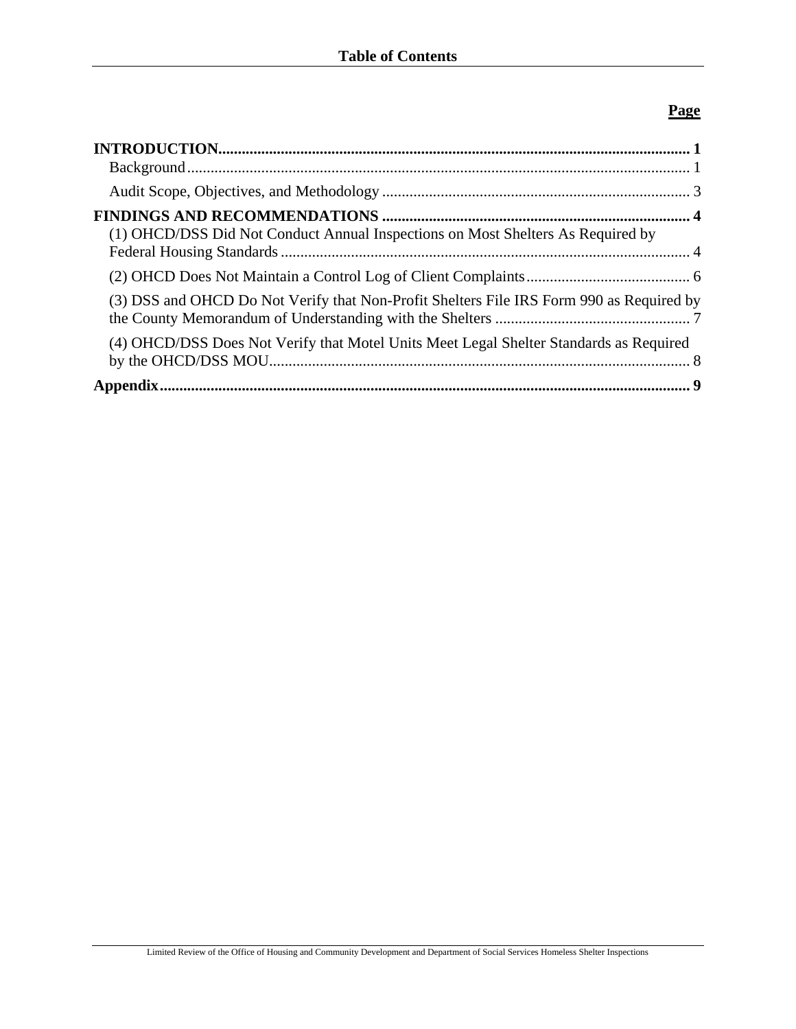# Table of Contents

| | Page |
|---|---|
| **INTRODUCTION** | **1** |
| Background | 1 |
| Audit Scope, Objectives, and Methodology | 3 |
| **FINDINGS AND RECOMMENDATIONS** | **4** |
| (1) OHCD/DSS Did Not Conduct Annual Inspections on Most Shelters As Required by Federal Housing Standards | 4 |
| (2) OHCD Does Not Maintain a Control Log of Client Complaints | 6 |
| (3) DSS and OHCD Do Not Verify that Non-Profit Shelters File IRS Form 990 as Required by the County Memorandum of Understanding with the Shelters | 7 |
| (4) OHCD/DSS Does Not Verify that Motel Units Meet Legal Shelter Standards as Required by the OHCD/DSS MOU | 8 |
| **Appendix** | **9** |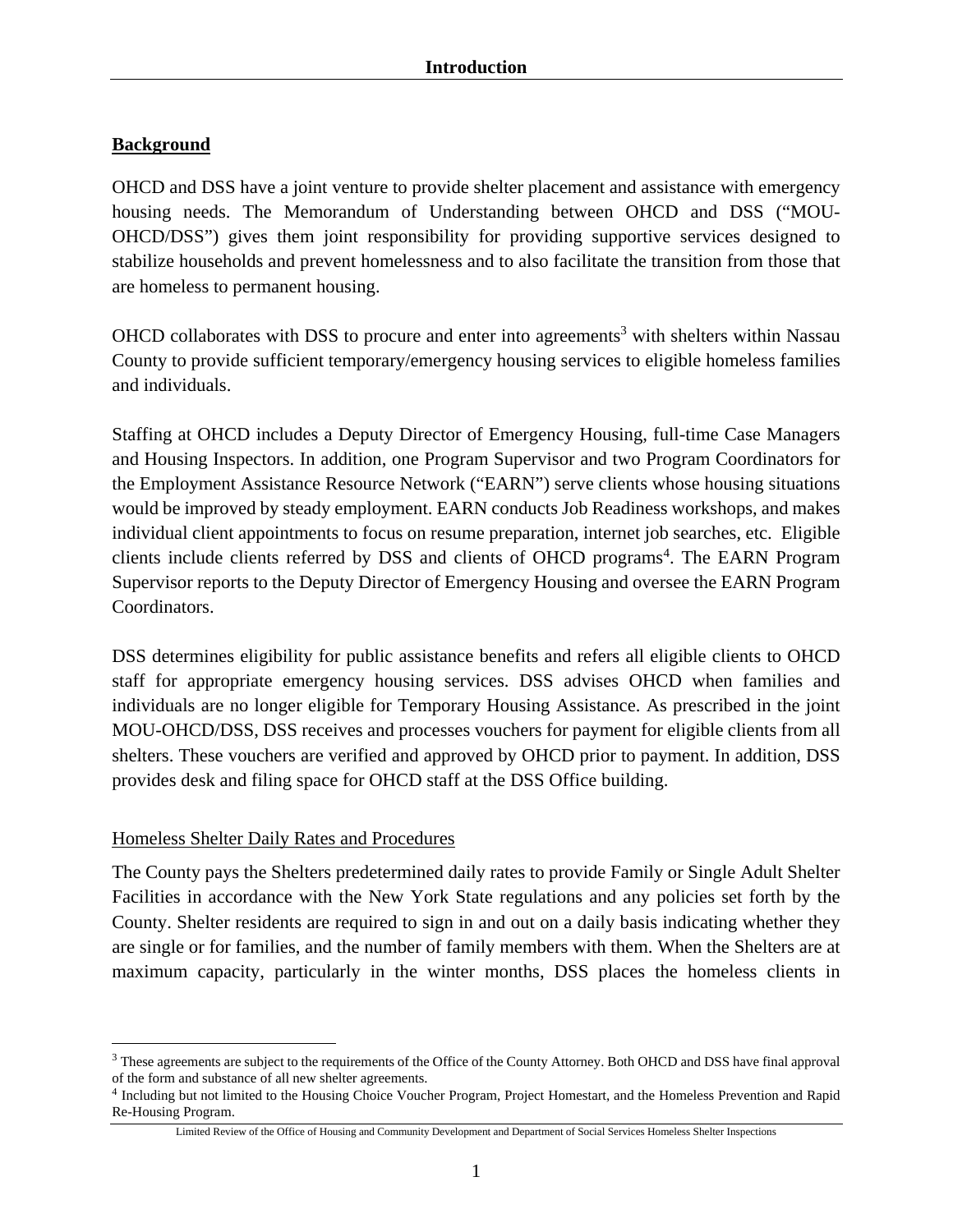# Introduction

## Background

OHCD and DSS have a joint venture to provide shelter placement and assistance with emergency housing needs. The Memorandum of Understanding between OHCD and DSS ("MOU-OHCD/DSS") gives them joint responsibility for providing supportive services designed to stabilize households and prevent homelessness and to also facilitate the transition from those that are homeless to permanent housing.

OHCD collaborates with DSS to procure and enter into agreements[3] with shelters within Nassau County to provide sufficient temporary/emergency housing services to eligible homeless families and individuals.

Staffing at OHCD includes a Deputy Director of Emergency Housing, full-time Case Managers and Housing Inspectors. In addition, one Program Supervisor and two Program Coordinators for the Employment Assistance Resource Network ("EARN") serve clients whose housing situations would be improved by steady employment. EARN conducts Job Readiness workshops, and makes individual client appointments to focus on resume preparation, internet job searches, etc. Eligible clients include clients referred by DSS and clients of OHCD programs[4]. The EARN Program Supervisor reports to the Deputy Director of Emergency Housing and oversee the EARN Program Coordinators.

DSS determines eligibility for public assistance benefits and refers all eligible clients to OHCD staff for appropriate emergency housing services. DSS advises OHCD when families and individuals are no longer eligible for Temporary Housing Assistance. As prescribed in the joint MOU-OHCD/DSS, DSS receives and processes vouchers for payment for eligible clients from all shelters. These vouchers are verified and approved by OHCD prior to payment. In addition, DSS provides desk and filing space for OHCD staff at the DSS Office building.

### Homeless Shelter Daily Rates and Procedures

The County pays the Shelters predetermined daily rates to provide Family or Single Adult Shelter Facilities in accordance with the New York State regulations and any policies set forth by the County. Shelter residents are required to sign in and out on a daily basis indicating whether they are single or for families, and the number of family members with them. When the Shelters are at maximum capacity, particularly in the winter months, DSS places the homeless clients in

---

[3] These agreements are subject to the requirements of the Office of the County Attorney. Both OHCD and DSS have final approval of the form and substance of all new shelter agreements.

[4] Including but not limited to the Housing Choice Voucher Program, Project Homestart, and the Homeless Prevention and Rapid Re-Housing Program.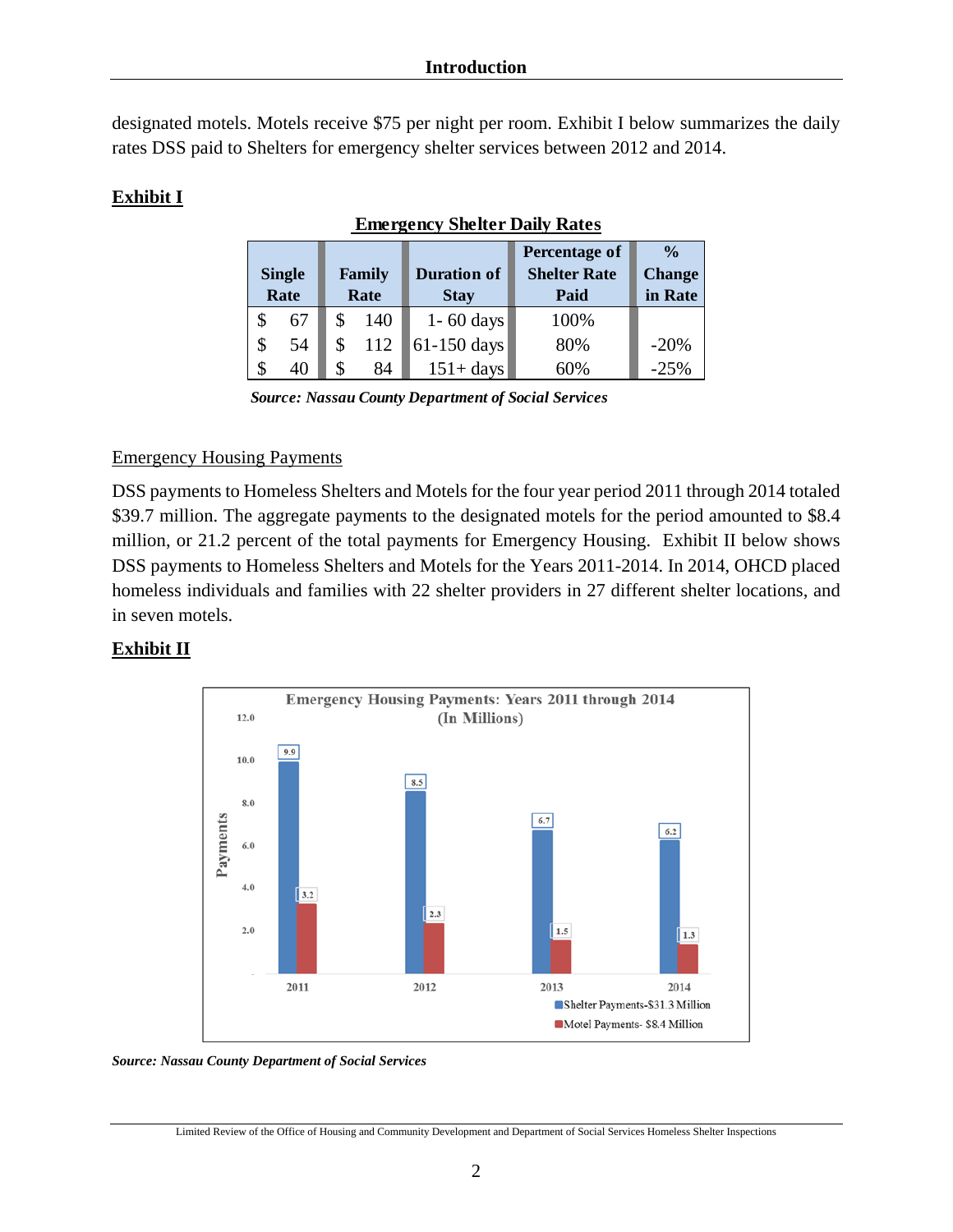designated motels. Motels receive $75 per night per room. Exhibit I below summarizes the daily rates DSS paid to Shelters for emergency shelter services between 2012 and 2014.

**Exhibit I**

**Emergency Shelter Daily Rates**

| Single Rate | Family Rate | Duration of Stay | Percentage of Shelter Rate Paid | % Change in Rate |
|---|---|---|---|---|
| $ 67 | $ 140 | 1- 60 days | 100% | |
| $ 54 | $ 112 | 61-150 days | 80% | -20% |
| $ 40 | $ 84 | 151+ days | 60% | -25% |

***Source: Nassau County Department of Social Services***

Emergency Housing Payments

DSS payments to Homeless Shelters and Motels for the four year period 2011 through 2014 totaled $39.7 million. The aggregate payments to the designated motels for the period amounted to $8.4 million, or 21.2 percent of the total payments for Emergency Housing. Exhibit II below shows DSS payments to Homeless Shelters and Motels for the Years 2011-2014. In 2014, OHCD placed homeless individuals and families with 22 shelter providers in 27 different shelter locations, and in seven motels.

**Exhibit II**

Emergency Housing Payments: Years 2011 through 2014 (In Millions)

| Year | Shelter Payments-$31.3 Million | Motel Payments- $8.4 Million |
|---|---|---|
| 2011 | 9.9 | 3.2 |
| 2012 | 8.5 | 2.3 |
| 2013 | 6.7 | 1.5 |
| 2014 | 6.2 | 1.3 |

***Source: Nassau County Department of Social Services***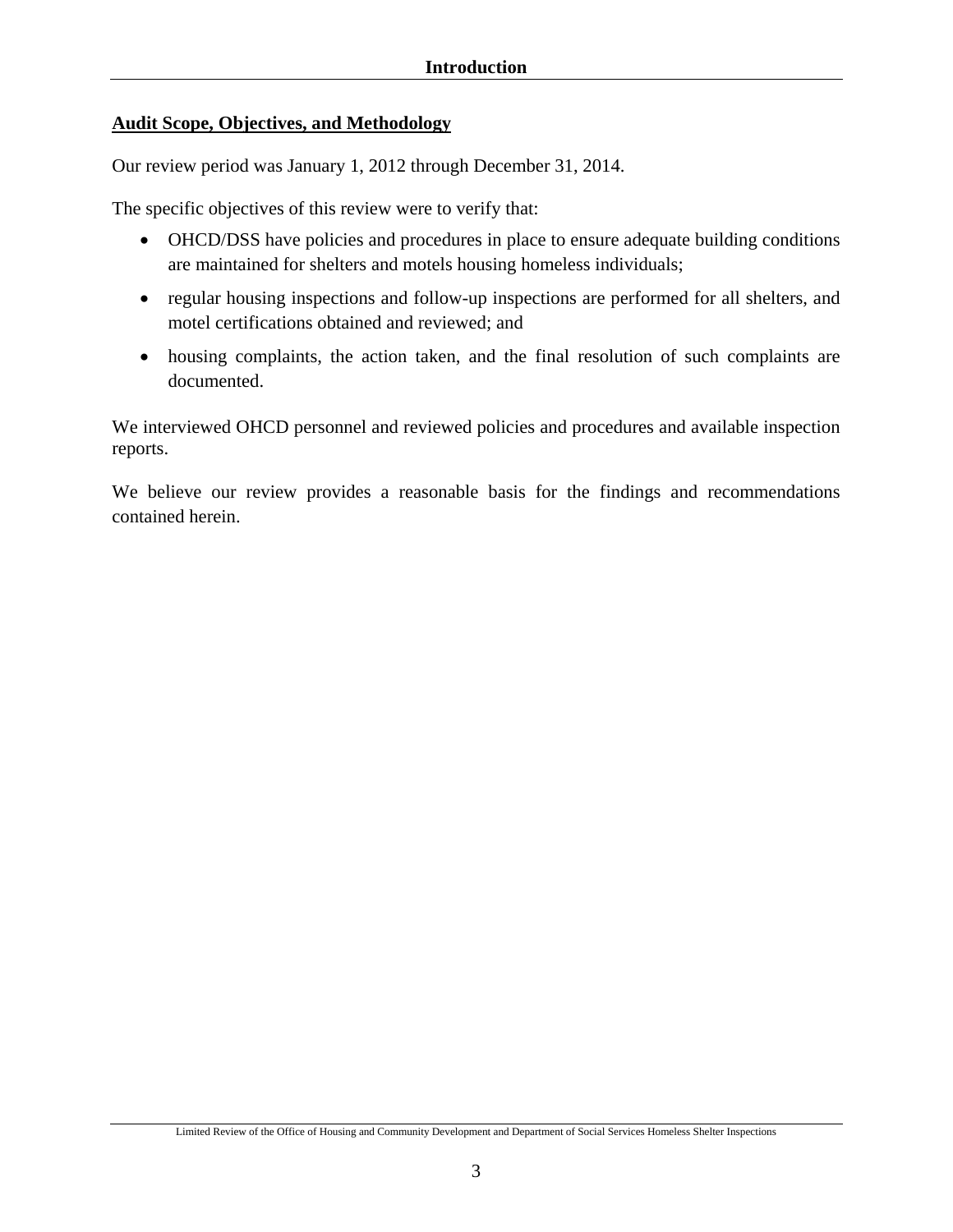# Introduction

## Audit Scope, Objectives, and Methodology

Our review period was January 1, 2012 through December 31, 2014.

The specific objectives of this review were to verify that:

- OHCD/DSS have policies and procedures in place to ensure adequate building conditions are maintained for shelters and motels housing homeless individuals;
- regular housing inspections and follow-up inspections are performed for all shelters, and motel certifications obtained and reviewed; and
- housing complaints, the action taken, and the final resolution of such complaints are documented.

We interviewed OHCD personnel and reviewed policies and procedures and available inspection reports.

We believe our review provides a reasonable basis for the findings and recommendations contained herein.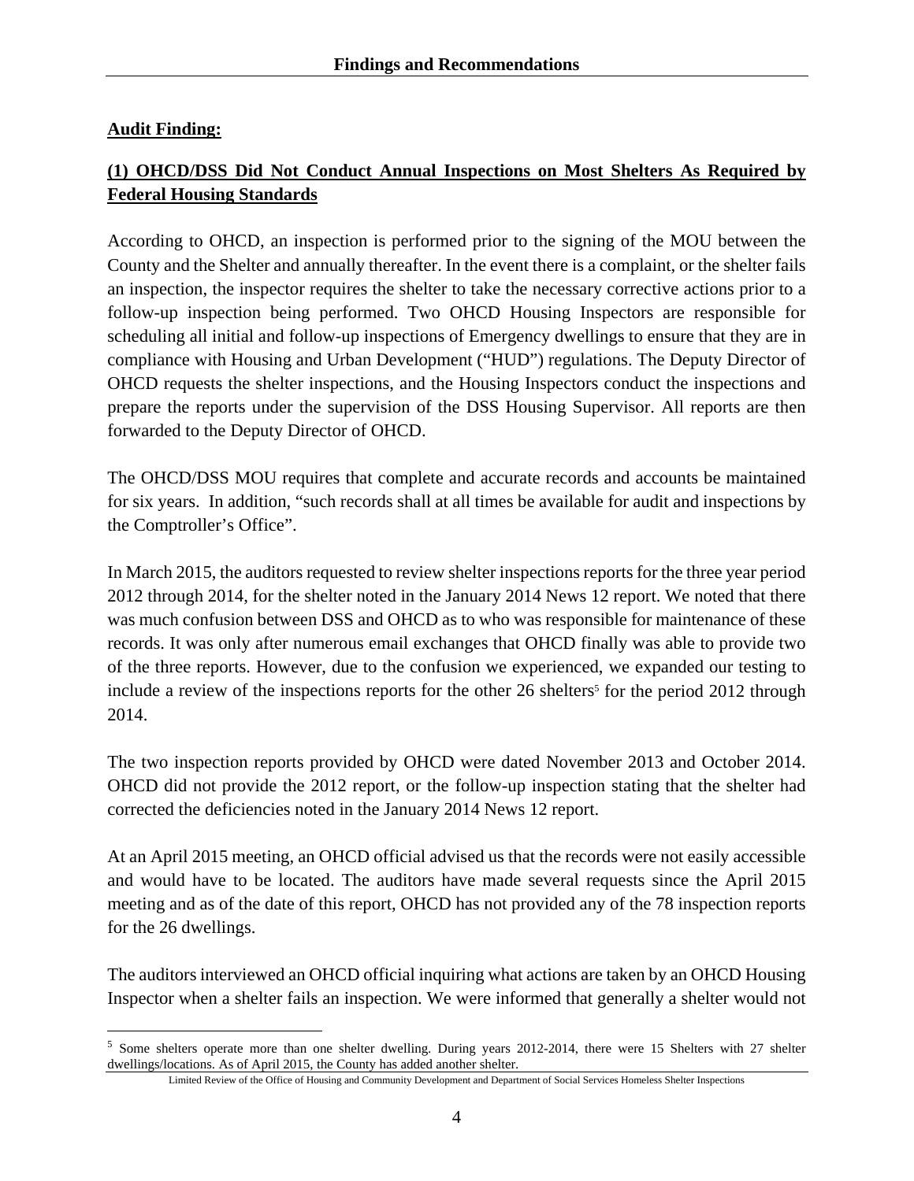**Audit Finding:**

**(1) OHCD/DSS Did Not Conduct Annual Inspections on Most Shelters As Required by Federal Housing Standards**

According to OHCD, an inspection is performed prior to the signing of the MOU between the County and the Shelter and annually thereafter. In the event there is a complaint, or the shelter fails an inspection, the inspector requires the shelter to take the necessary corrective actions prior to a follow-up inspection being performed. Two OHCD Housing Inspectors are responsible for scheduling all initial and follow-up inspections of Emergency dwellings to ensure that they are in compliance with Housing and Urban Development ("HUD") regulations. The Deputy Director of OHCD requests the shelter inspections, and the Housing Inspectors conduct the inspections and prepare the reports under the supervision of the DSS Housing Supervisor. All reports are then forwarded to the Deputy Director of OHCD.

The OHCD/DSS MOU requires that complete and accurate records and accounts be maintained for six years. In addition, "such records shall at all times be available for audit and inspections by the Comptroller's Office".

In March 2015, the auditors requested to review shelter inspections reports for the three year period 2012 through 2014, for the shelter noted in the January 2014 News 12 report. We noted that there was much confusion between DSS and OHCD as to who was responsible for maintenance of these records. It was only after numerous email exchanges that OHCD finally was able to provide two of the three reports. However, due to the confusion we experienced, we expanded our testing to include a review of the inspections reports for the other 26 shelters[5] for the period 2012 through 2014.

The two inspection reports provided by OHCD were dated November 2013 and October 2014. OHCD did not provide the 2012 report, or the follow-up inspection stating that the shelter had corrected the deficiencies noted in the January 2014 News 12 report.

At an April 2015 meeting, an OHCD official advised us that the records were not easily accessible and would have to be located. The auditors have made several requests since the April 2015 meeting and as of the date of this report, OHCD has not provided any of the 78 inspection reports for the 26 dwellings.

The auditors interviewed an OHCD official inquiring what actions are taken by an OHCD Housing Inspector when a shelter fails an inspection. We were informed that generally a shelter would not

[5] Some shelters operate more than one shelter dwelling. During years 2012-2014, there were 15 Shelters with 27 shelter dwellings/locations. As of April 2015, the County has added another shelter.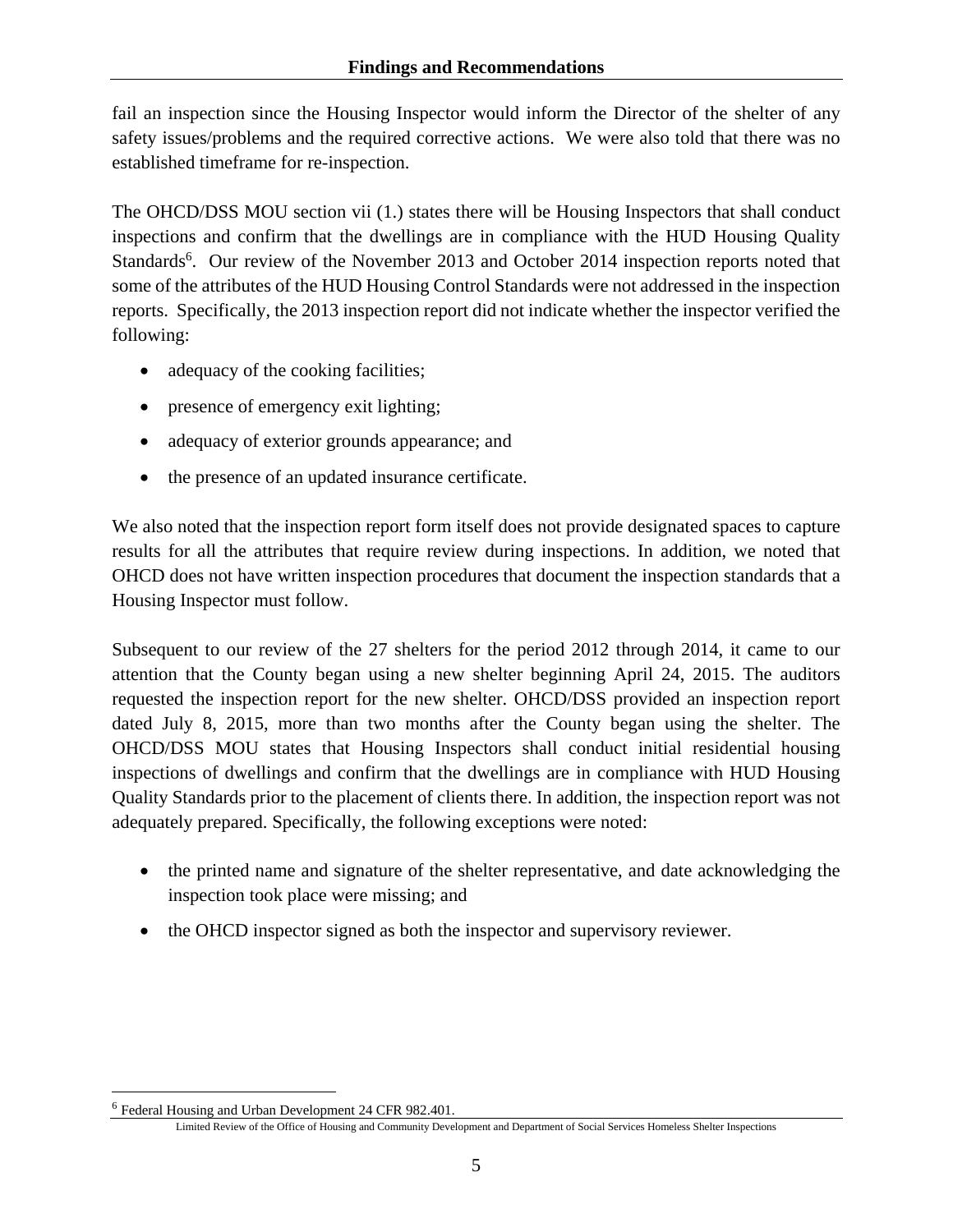fail an inspection since the Housing Inspector would inform the Director of the shelter of any safety issues/problems and the required corrective actions. We were also told that there was no established timeframe for re-inspection.

The OHCD/DSS MOU section vii (1.) states there will be Housing Inspectors that shall conduct inspections and confirm that the dwellings are in compliance with the HUD Housing Quality Standards[6]. Our review of the November 2013 and October 2014 inspection reports noted that some of the attributes of the HUD Housing Control Standards were not addressed in the inspection reports. Specifically, the 2013 inspection report did not indicate whether the inspector verified the following:

- adequacy of the cooking facilities;
- presence of emergency exit lighting;
- adequacy of exterior grounds appearance; and
- the presence of an updated insurance certificate.

We also noted that the inspection report form itself does not provide designated spaces to capture results for all the attributes that require review during inspections. In addition, we noted that OHCD does not have written inspection procedures that document the inspection standards that a Housing Inspector must follow.

Subsequent to our review of the 27 shelters for the period 2012 through 2014, it came to our attention that the County began using a new shelter beginning April 24, 2015. The auditors requested the inspection report for the new shelter. OHCD/DSS provided an inspection report dated July 8, 2015, more than two months after the County began using the shelter. The OHCD/DSS MOU states that Housing Inspectors shall conduct initial residential housing inspections of dwellings and confirm that the dwellings are in compliance with HUD Housing Quality Standards prior to the placement of clients there. In addition, the inspection report was not adequately prepared. Specifically, the following exceptions were noted:

- the printed name and signature of the shelter representative, and date acknowledging the inspection took place were missing; and
- the OHCD inspector signed as both the inspector and supervisory reviewer.

---

[6] Federal Housing and Urban Development 24 CFR 982.401.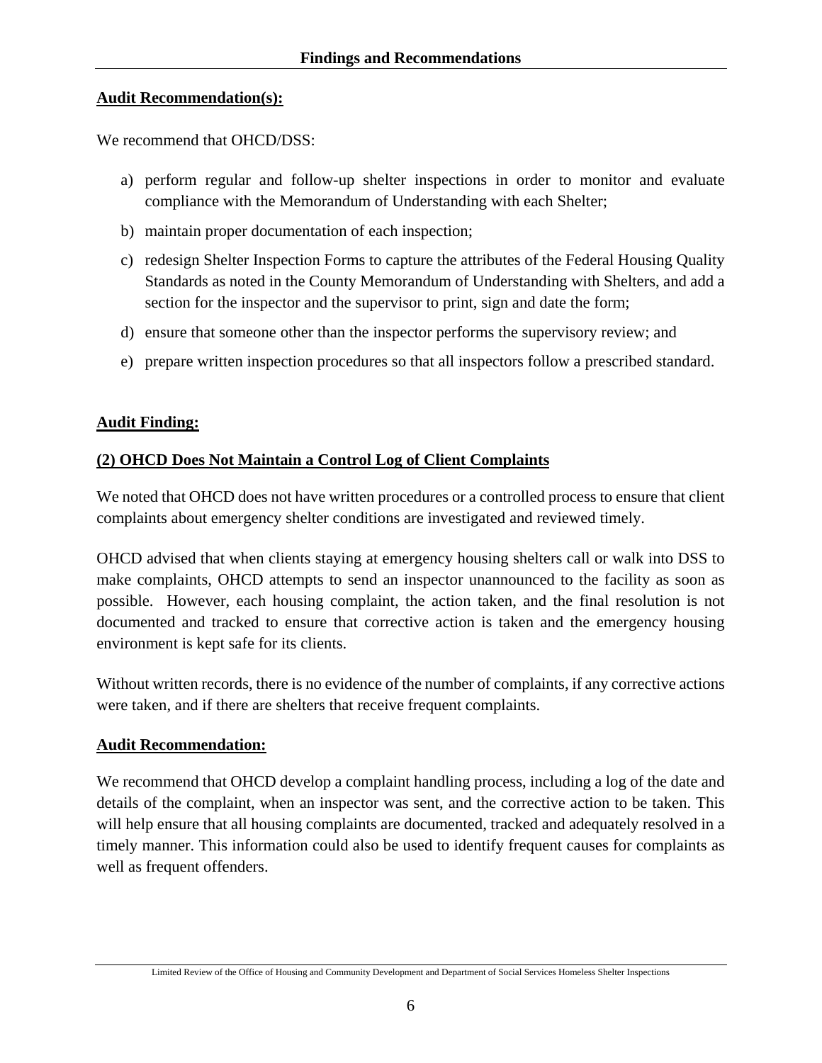**Audit Recommendation(s):**

We recommend that OHCD/DSS:

a) perform regular and follow-up shelter inspections in order to monitor and evaluate compliance with the Memorandum of Understanding with each Shelter;

b) maintain proper documentation of each inspection;

c) redesign Shelter Inspection Forms to capture the attributes of the Federal Housing Quality Standards as noted in the County Memorandum of Understanding with Shelters, and add a section for the inspector and the supervisor to print, sign and date the form;

d) ensure that someone other than the inspector performs the supervisory review; and

e) prepare written inspection procedures so that all inspectors follow a prescribed standard.

**Audit Finding:**

**(2) OHCD Does Not Maintain a Control Log of Client Complaints**

We noted that OHCD does not have written procedures or a controlled process to ensure that client complaints about emergency shelter conditions are investigated and reviewed timely.

OHCD advised that when clients staying at emergency housing shelters call or walk into DSS to make complaints, OHCD attempts to send an inspector unannounced to the facility as soon as possible. However, each housing complaint, the action taken, and the final resolution is not documented and tracked to ensure that corrective action is taken and the emergency housing environment is kept safe for its clients.

Without written records, there is no evidence of the number of complaints, if any corrective actions were taken, and if there are shelters that receive frequent complaints.

**Audit Recommendation:**

We recommend that OHCD develop a complaint handling process, including a log of the date and details of the complaint, when an inspector was sent, and the corrective action to be taken. This will help ensure that all housing complaints are documented, tracked and adequately resolved in a timely manner. This information could also be used to identify frequent causes for complaints as well as frequent offenders.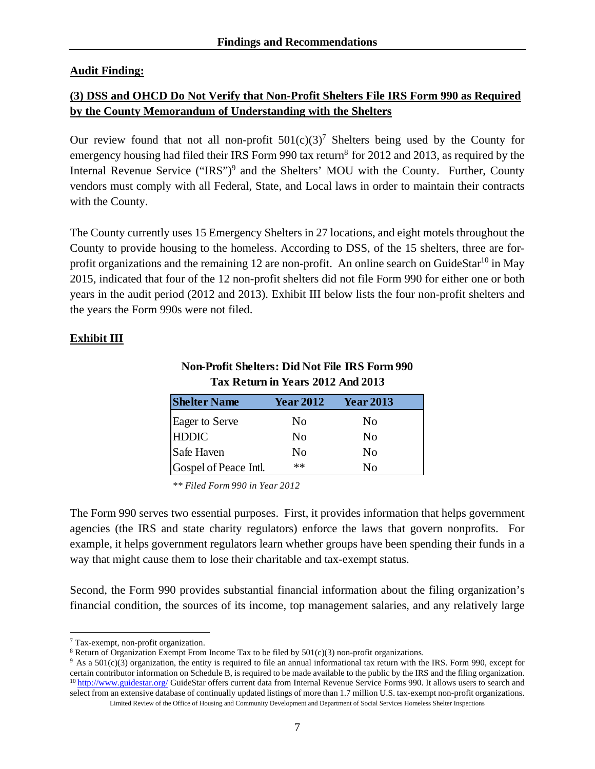**Audit Finding:**

**(3) DSS and OHCD Do Not Verify that Non-Profit Shelters File IRS Form 990 as Required by the County Memorandum of Understanding with the Shelters**

Our review found that not all non-profit 501(c)(3)[7] Shelters being used by the County for emergency housing had filed their IRS Form 990 tax return[8] for 2012 and 2013, as required by the Internal Revenue Service ("IRS")[9] and the Shelters' MOU with the County. Further, County vendors must comply with all Federal, State, and Local laws in order to maintain their contracts with the County.

The County currently uses 15 Emergency Shelters in 27 locations, and eight motels throughout the County to provide housing to the homeless. According to DSS, of the 15 shelters, three are for-profit organizations and the remaining 12 are non-profit. An online search on GuideStar[10] in May 2015, indicated that four of the 12 non-profit shelters did not file Form 990 for either one or both years in the audit period (2012 and 2013). Exhibit III below lists the four non-profit shelters and the years the Form 990s were not filed.

**Exhibit III**

**Non-Profit Shelters: Did Not File IRS Form 990 Tax Return in Years 2012 And 2013**

| Shelter Name | Year 2012 | Year 2013 |
|---|---|---|
| Eager to Serve | No | No |
| HDDIC | No | No |
| Safe Haven | No | No |
| Gospel of Peace Intl. | ** | No |

*** Filed Form 990 in Year 2012*

The Form 990 serves two essential purposes. First, it provides information that helps government agencies (the IRS and state charity regulators) enforce the laws that govern nonprofits. For example, it helps government regulators learn whether groups have been spending their funds in a way that might cause them to lose their charitable and tax-exempt status.

Second, the Form 990 provides substantial financial information about the filing organization's financial condition, the sources of its income, top management salaries, and any relatively large

---

[7] Tax-exempt, non-profit organization.

[8] Return of Organization Exempt From Income Tax to be filed by 501(c)(3) non-profit organizations.

[9] As a 501(c)(3) organization, the entity is required to file an annual informational tax return with the IRS. Form 990, except for certain contributor information on Schedule B, is required to be made available to the public by the IRS and the filing organization.

[10] http://www.guidestar.org/ GuideStar offers current data from Internal Revenue Service Forms 990. It allows users to search and select from an extensive database of continually updated listings of more than 1.7 million U.S. tax-exempt non-profit organizations.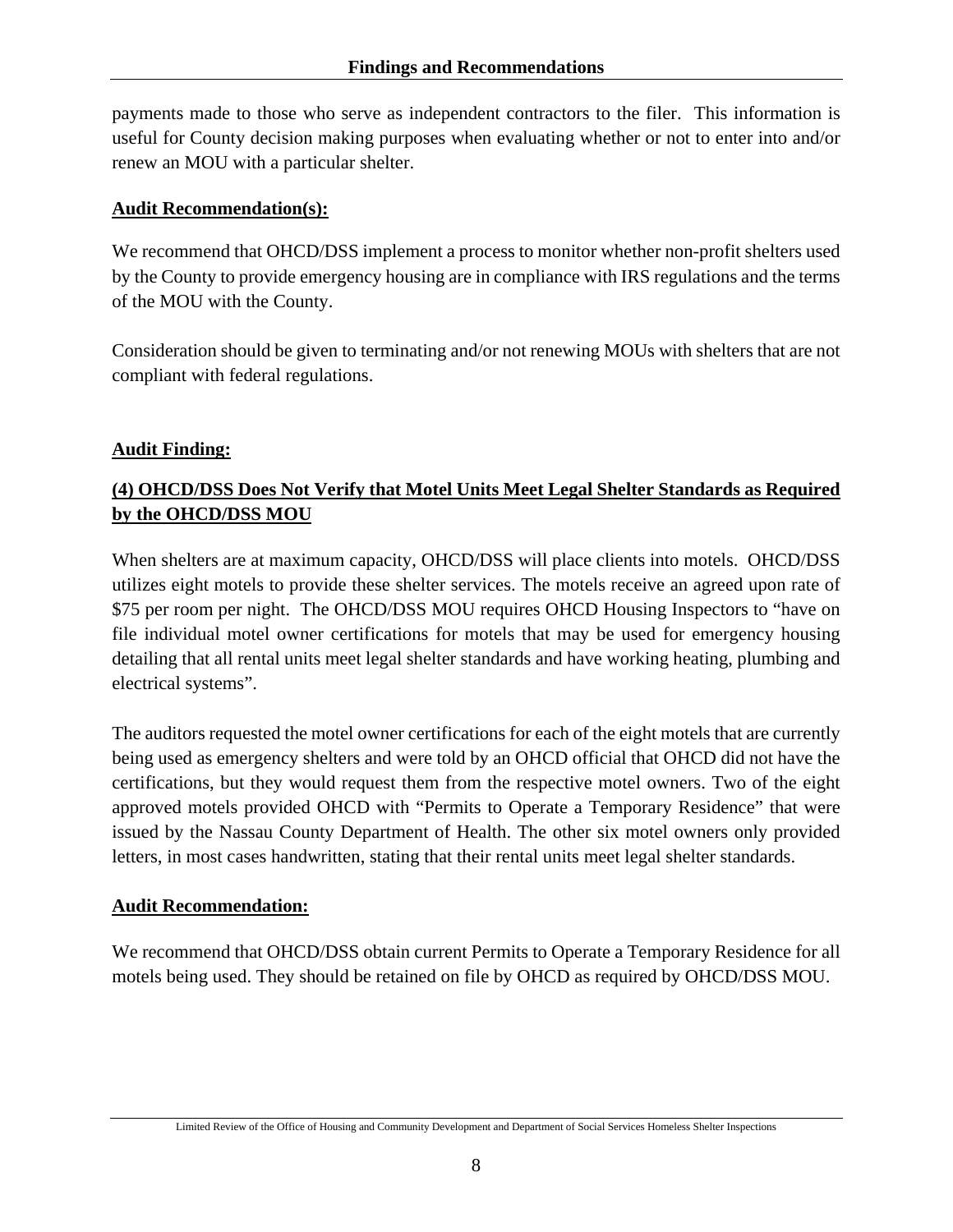payments made to those who serve as independent contractors to the filer. This information is useful for County decision making purposes when evaluating whether or not to enter into and/or renew an MOU with a particular shelter.

**Audit Recommendation(s):**

We recommend that OHCD/DSS implement a process to monitor whether non-profit shelters used by the County to provide emergency housing are in compliance with IRS regulations and the terms of the MOU with the County.

Consideration should be given to terminating and/or not renewing MOUs with shelters that are not compliant with federal regulations.

**Audit Finding:**

**(4) OHCD/DSS Does Not Verify that Motel Units Meet Legal Shelter Standards as Required by the OHCD/DSS MOU**

When shelters are at maximum capacity, OHCD/DSS will place clients into motels. OHCD/DSS utilizes eight motels to provide these shelter services. The motels receive an agreed upon rate of $75 per room per night. The OHCD/DSS MOU requires OHCD Housing Inspectors to "have on file individual motel owner certifications for motels that may be used for emergency housing detailing that all rental units meet legal shelter standards and have working heating, plumbing and electrical systems".

The auditors requested the motel owner certifications for each of the eight motels that are currently being used as emergency shelters and were told by an OHCD official that OHCD did not have the certifications, but they would request them from the respective motel owners. Two of the eight approved motels provided OHCD with "Permits to Operate a Temporary Residence" that were issued by the Nassau County Department of Health. The other six motel owners only provided letters, in most cases handwritten, stating that their rental units meet legal shelter standards.

**Audit Recommendation:**

We recommend that OHCD/DSS obtain current Permits to Operate a Temporary Residence for all motels being used. They should be retained on file by OHCD as required by OHCD/DSS MOU.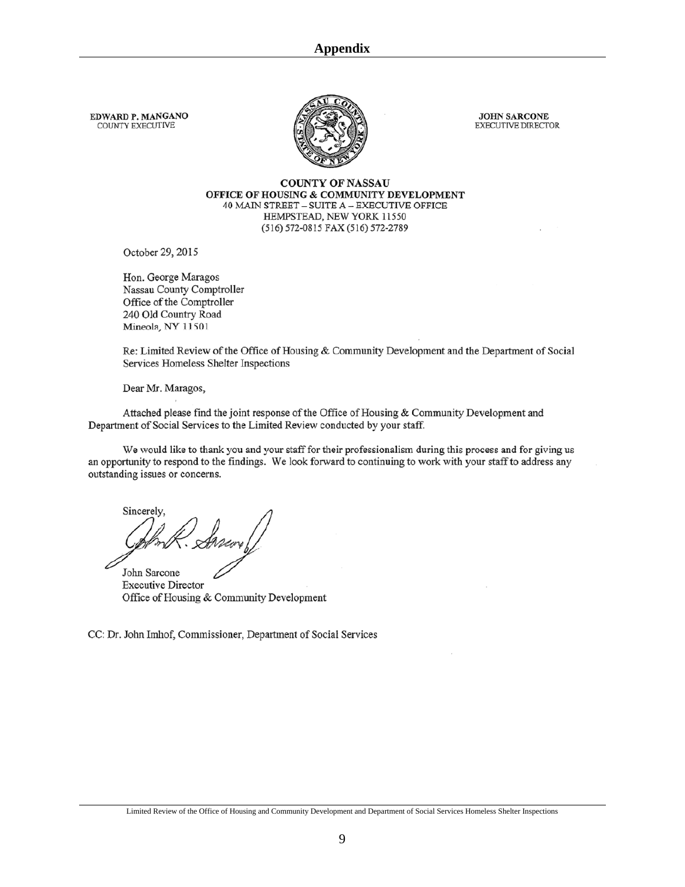## Appendix

**EDWARD P. MANGANO**
COUNTY EXECUTIVE

**JOHN SARCONE**
EXECUTIVE DIRECTOR

**COUNTY OF NASSAU**
**OFFICE OF HOUSING & COMMUNITY DEVELOPMENT**
40 MAIN STREET – SUITE A – EXECUTIVE OFFICE
HEMPSTEAD, NEW YORK 11550
(516) 572-0815 FAX (516) 572-2789

October 29, 2015

Hon. George Maragos
Nassau County Comptroller
Office of the Comptroller
240 Old Country Road
Mineola, NY 11501

Re: Limited Review of the Office of Housing & Community Development and the Department of Social Services Homeless Shelter Inspections

Dear Mr. Maragos,

Attached please find the joint response of the Office of Housing & Community Development and Department of Social Services to the Limited Review conducted by your staff.

We would like to thank you and your staff for their professionalism during this process and for giving us an opportunity to respond to the findings. We look forward to continuing to work with your staff to address any outstanding issues or concerns.

Sincerely,

John Sarcone
Executive Director
Office of Housing & Community Development

CC: Dr. John Imhof, Commissioner, Department of Social Services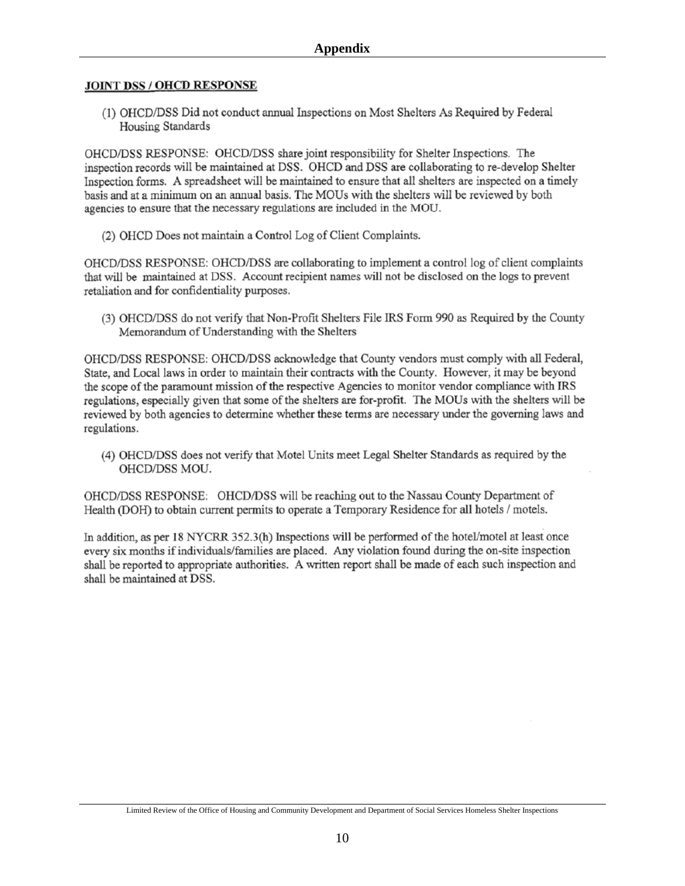# Appendix

**JOINT DSS / OHCD RESPONSE**

(1) OHCD/DSS Did not conduct annual Inspections on Most Shelters As Required by Federal Housing Standards

OHCD/DSS RESPONSE: OHCD/DSS share joint responsibility for Shelter Inspections. The inspection records will be maintained at DSS. OHCD and DSS are collaborating to re-develop Shelter Inspection forms. A spreadsheet will be maintained to ensure that all shelters are inspected on a timely basis and at a minimum on an annual basis. The MOUs with the shelters will be reviewed by both agencies to ensure that the necessary regulations are included in the MOU.

(2) OHCD Does not maintain a Control Log of Client Complaints.

OHCD/DSS RESPONSE: OHCD/DSS are collaborating to implement a control log of client complaints that will be maintained at DSS. Account recipient names will not be disclosed on the logs to prevent retaliation and for confidentiality purposes.

(3) OHCD/DSS do not verify that Non-Profit Shelters File IRS Form 990 as Required by the County Memorandum of Understanding with the Shelters

OHCD/DSS RESPONSE: OHCD/DSS acknowledge that County vendors must comply with all Federal, State, and Local laws in order to maintain their contracts with the County. However, it may be beyond the scope of the paramount mission of the respective Agencies to monitor vendor compliance with IRS regulations, especially given that some of the shelters are for-profit. The MOUs with the shelters will be reviewed by both agencies to determine whether these terms are necessary under the governing laws and regulations.

(4) OHCD/DSS does not verify that Motel Units meet Legal Shelter Standards as required by the OHCD/DSS MOU.

OHCD/DSS RESPONSE: OHCD/DSS will be reaching out to the Nassau County Department of Health (DOH) to obtain current permits to operate a Temporary Residence for all hotels / motels.

In addition, as per 18 NYCRR 352.3(h) Inspections will be performed of the hotel/motel at least once every six months if individuals/families are placed. Any violation found during the on-site inspection shall be reported to appropriate authorities. A written report shall be made of each such inspection and shall be maintained at DSS.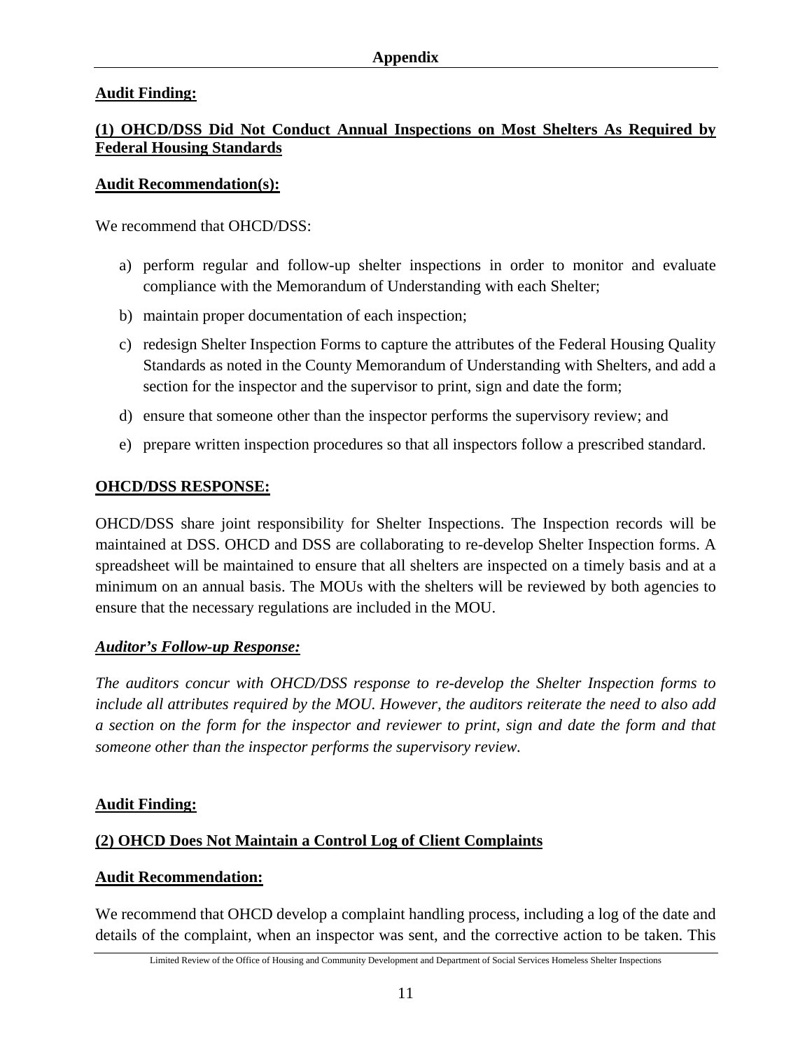## Appendix

**Audit Finding:**

**(1) OHCD/DSS Did Not Conduct Annual Inspections on Most Shelters As Required by Federal Housing Standards**

**Audit Recommendation(s):**

We recommend that OHCD/DSS:

a) perform regular and follow-up shelter inspections in order to monitor and evaluate compliance with the Memorandum of Understanding with each Shelter;

b) maintain proper documentation of each inspection;

c) redesign Shelter Inspection Forms to capture the attributes of the Federal Housing Quality Standards as noted in the County Memorandum of Understanding with Shelters, and add a section for the inspector and the supervisor to print, sign and date the form;

d) ensure that someone other than the inspector performs the supervisory review; and

e) prepare written inspection procedures so that all inspectors follow a prescribed standard.

**OHCD/DSS RESPONSE:**

OHCD/DSS share joint responsibility for Shelter Inspections. The Inspection records will be maintained at DSS. OHCD and DSS are collaborating to re-develop Shelter Inspection forms. A spreadsheet will be maintained to ensure that all shelters are inspected on a timely basis and at a minimum on an annual basis. The MOUs with the shelters will be reviewed by both agencies to ensure that the necessary regulations are included in the MOU.

***Auditor's Follow-up Response:***

*The auditors concur with OHCD/DSS response to re-develop the Shelter Inspection forms to include all attributes required by the MOU. However, the auditors reiterate the need to also add a section on the form for the inspector and reviewer to print, sign and date the form and that someone other than the inspector performs the supervisory review.*

**Audit Finding:**

**(2) OHCD Does Not Maintain a Control Log of Client Complaints**

**Audit Recommendation:**

We recommend that OHCD develop a complaint handling process, including a log of the date and details of the complaint, when an inspector was sent, and the corrective action to be taken. This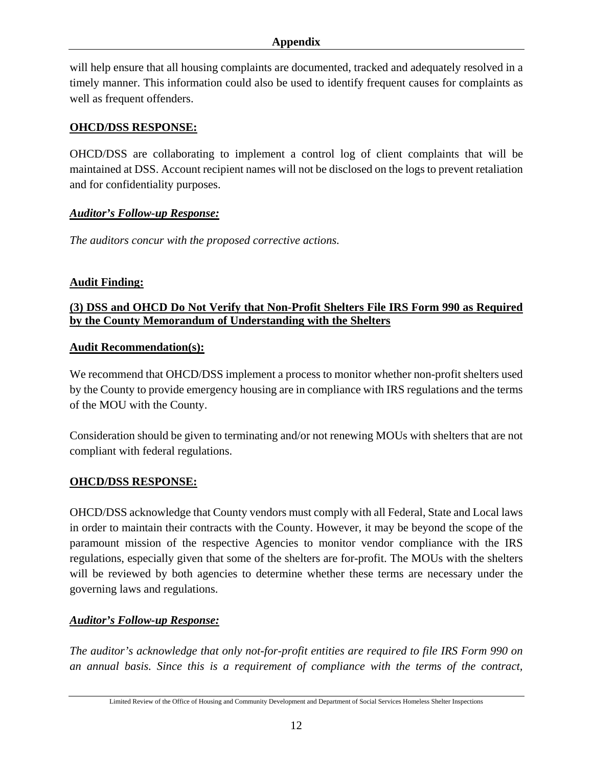will help ensure that all housing complaints are documented, tracked and adequately resolved in a timely manner. This information could also be used to identify frequent causes for complaints as well as frequent offenders.

**OHCD/DSS RESPONSE:**

OHCD/DSS are collaborating to implement a control log of client complaints that will be maintained at DSS. Account recipient names will not be disclosed on the logs to prevent retaliation and for confidentiality purposes.

***Auditor's Follow-up Response:***

*The auditors concur with the proposed corrective actions.*

**Audit Finding:**

**(3) DSS and OHCD Do Not Verify that Non-Profit Shelters File IRS Form 990 as Required by the County Memorandum of Understanding with the Shelters**

**Audit Recommendation(s):**

We recommend that OHCD/DSS implement a process to monitor whether non-profit shelters used by the County to provide emergency housing are in compliance with IRS regulations and the terms of the MOU with the County.

Consideration should be given to terminating and/or not renewing MOUs with shelters that are not compliant with federal regulations.

**OHCD/DSS RESPONSE:**

OHCD/DSS acknowledge that County vendors must comply with all Federal, State and Local laws in order to maintain their contracts with the County. However, it may be beyond the scope of the paramount mission of the respective Agencies to monitor vendor compliance with the IRS regulations, especially given that some of the shelters are for-profit. The MOUs with the shelters will be reviewed by both agencies to determine whether these terms are necessary under the governing laws and regulations.

***Auditor's Follow-up Response:***

*The auditor's acknowledge that only not-for-profit entities are required to file IRS Form 990 on an annual basis. Since this is a requirement of compliance with the terms of the contract,*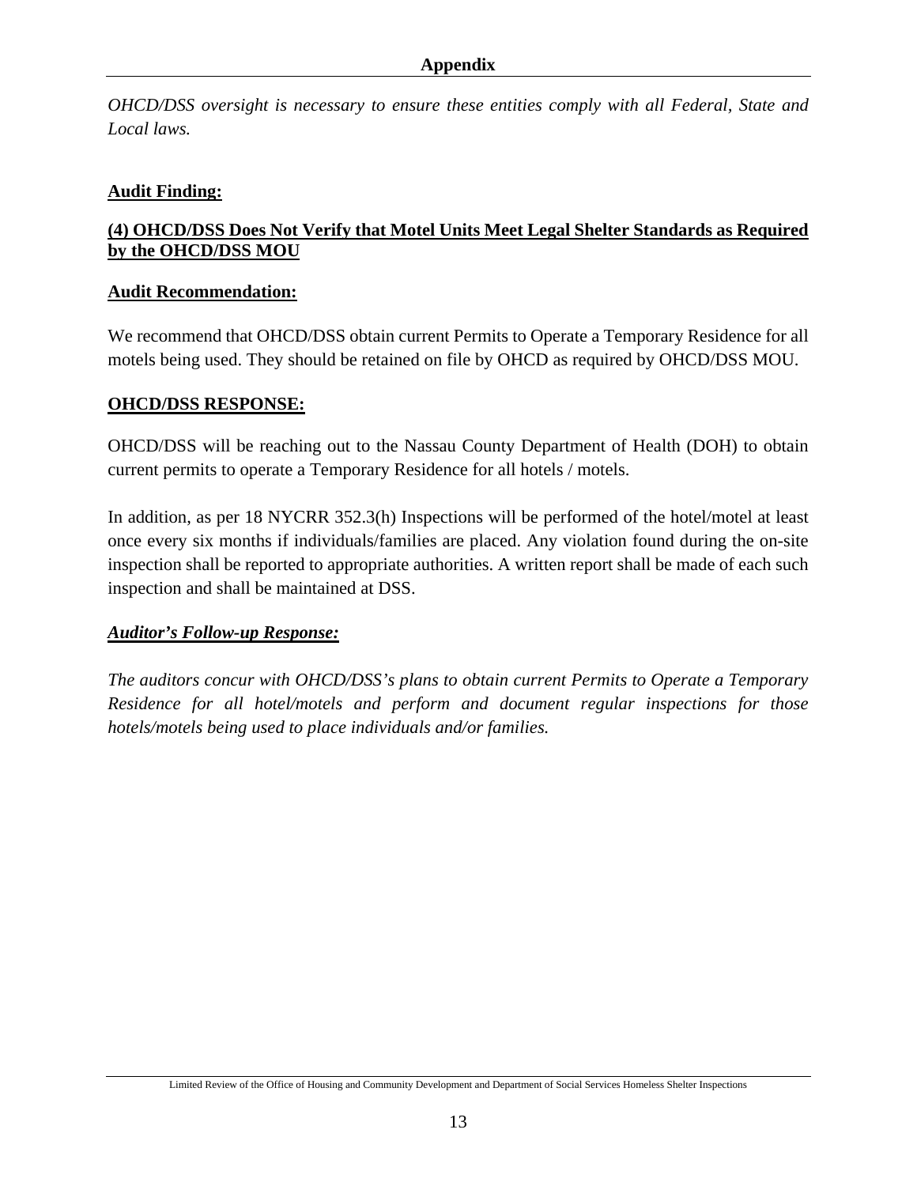*OHCD/DSS oversight is necessary to ensure these entities comply with all Federal, State and Local laws.*

**Audit Finding:**

**(4) OHCD/DSS Does Not Verify that Motel Units Meet Legal Shelter Standards as Required by the OHCD/DSS MOU**

**Audit Recommendation:**

We recommend that OHCD/DSS obtain current Permits to Operate a Temporary Residence for all motels being used. They should be retained on file by OHCD as required by OHCD/DSS MOU.

**OHCD/DSS RESPONSE:**

OHCD/DSS will be reaching out to the Nassau County Department of Health (DOH) to obtain current permits to operate a Temporary Residence for all hotels / motels.

In addition, as per 18 NYCRR 352.3(h) Inspections will be performed of the hotel/motel at least once every six months if individuals/families are placed. Any violation found during the on-site inspection shall be reported to appropriate authorities. A written report shall be made of each such inspection and shall be maintained at DSS.

***Auditor's Follow-up Response:***

*The auditors concur with OHCD/DSS's plans to obtain current Permits to Operate a Temporary Residence for all hotel/motels and perform and document regular inspections for those hotels/motels being used to place individuals and/or families.*